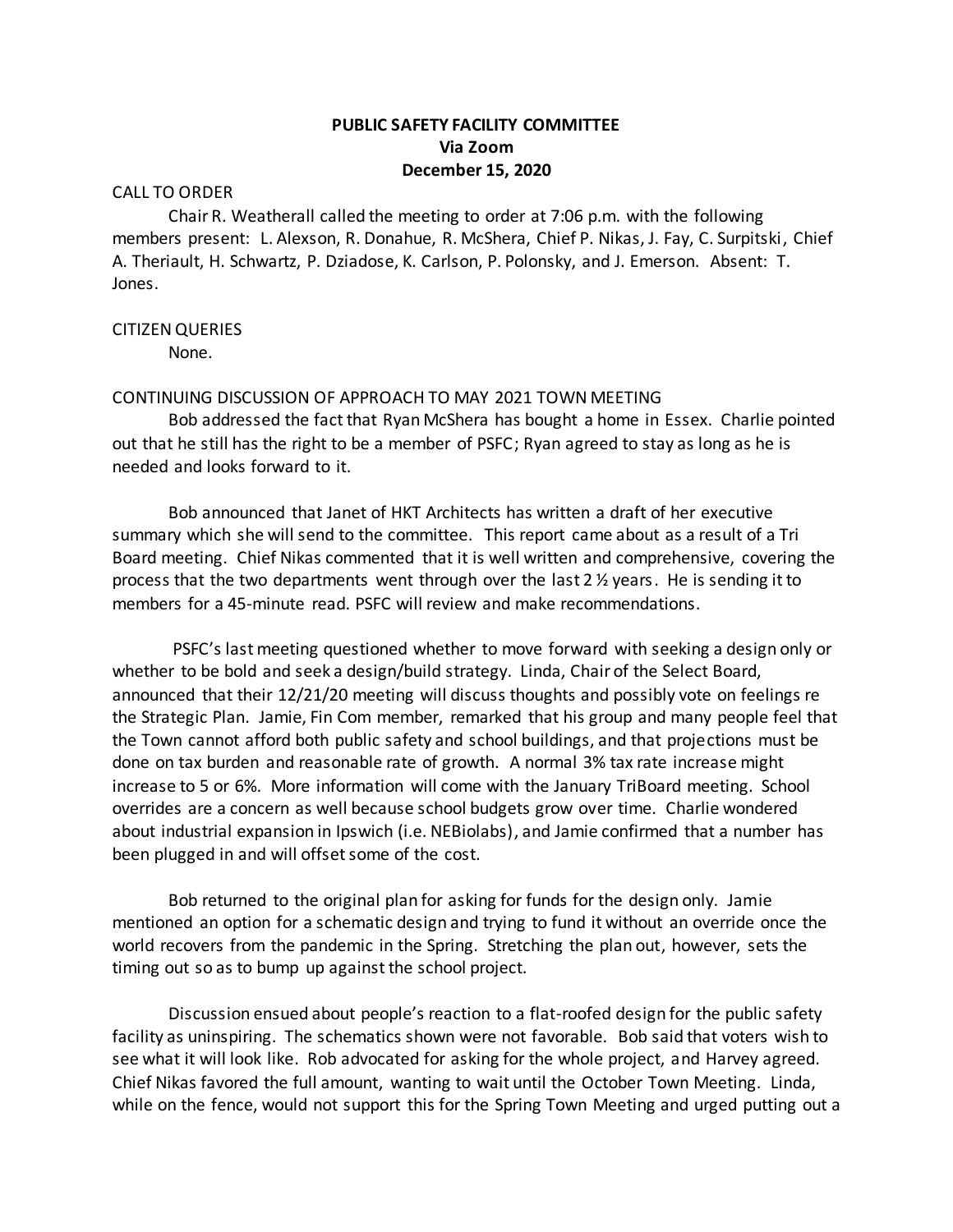**PUBLIC SAFETY FACILITY COMMITTEE**
**Via Zoom**
**December 15, 2020**

CALL TO ORDER

Chair R. Weatherall called the meeting to order at 7:06 p.m. with the following members present: L. Alexson, R. Donahue, R. McShera, Chief P. Nikas, J. Fay, C. Surpitski, Chief A. Theriault, H. Schwartz, P. Dziadose, K. Carlson, P. Polonsky, and J. Emerson. Absent: T. Jones.

CITIZEN QUERIES

None.

CONTINUING DISCUSSION OF APPROACH TO MAY 2021 TOWN MEETING

Bob addressed the fact that Ryan McShera has bought a home in Essex. Charlie pointed out that he still has the right to be a member of PSFC; Ryan agreed to stay as long as he is needed and looks forward to it.

Bob announced that Janet of HKT Architects has written a draft of her executive summary which she will send to the committee. This report came about as a result of a Tri Board meeting. Chief Nikas commented that it is well written and comprehensive, covering the process that the two departments went through over the last 2 ½ years. He is sending it to members for a 45-minute read. PSFC will review and make recommendations.

PSFC's last meeting questioned whether to move forward with seeking a design only or whether to be bold and seek a design/build strategy. Linda, Chair of the Select Board, announced that their 12/21/20 meeting will discuss thoughts and possibly vote on feelings re the Strategic Plan. Jamie, Fin Com member, remarked that his group and many people feel that the Town cannot afford both public safety and school buildings, and that projections must be done on tax burden and reasonable rate of growth. A normal 3% tax rate increase might increase to 5 or 6%. More information will come with the January TriBoard meeting. School overrides are a concern as well because school budgets grow over time. Charlie wondered about industrial expansion in Ipswich (i.e. NEBiolabs), and Jamie confirmed that a number has been plugged in and will offset some of the cost.

Bob returned to the original plan for asking for funds for the design only. Jamie mentioned an option for a schematic design and trying to fund it without an override once the world recovers from the pandemic in the Spring. Stretching the plan out, however, sets the timing out so as to bump up against the school project.

Discussion ensued about people's reaction to a flat-roofed design for the public safety facility as uninspiring. The schematics shown were not favorable. Bob said that voters wish to see what it will look like. Rob advocated for asking for the whole project, and Harvey agreed. Chief Nikas favored the full amount, wanting to wait until the October Town Meeting. Linda, while on the fence, would not support this for the Spring Town Meeting and urged putting out a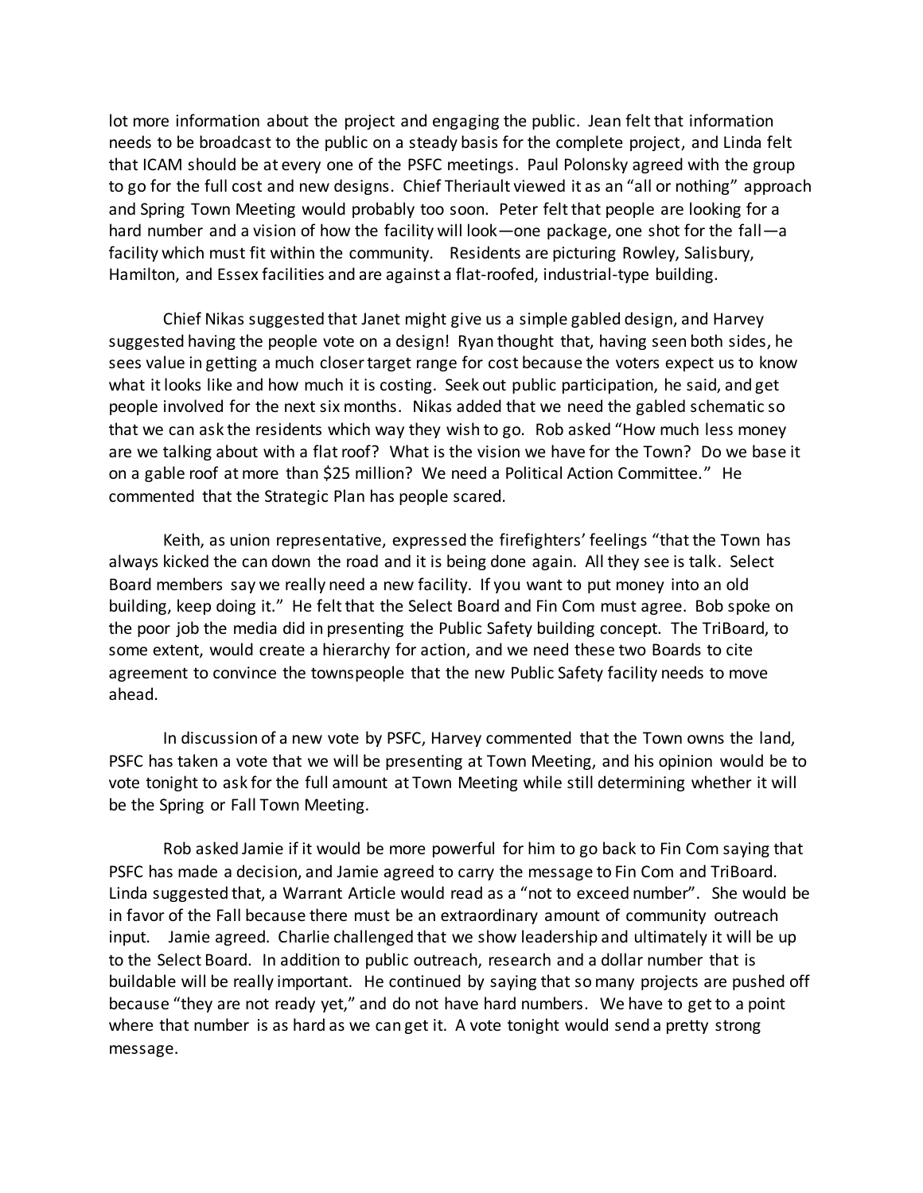lot more information about the project and engaging the public. Jean felt that information needs to be broadcast to the public on a steady basis for the complete project, and Linda felt that ICAM should be at every one of the PSFC meetings. Paul Polonsky agreed with the group to go for the full cost and new designs. Chief Theriault viewed it as an "all or nothing" approach and Spring Town Meeting would probably too soon. Peter felt that people are looking for a hard number and a vision of how the facility will look—one package, one shot for the fall—a facility which must fit within the community. Residents are picturing Rowley, Salisbury, Hamilton, and Essex facilities and are against a flat-roofed, industrial-type building.

Chief Nikas suggested that Janet might give us a simple gabled design, and Harvey suggested having the people vote on a design! Ryan thought that, having seen both sides, he sees value in getting a much closer target range for cost because the voters expect us to know what it looks like and how much it is costing. Seek out public participation, he said, and get people involved for the next six months. Nikas added that we need the gabled schematic so that we can ask the residents which way they wish to go. Rob asked "How much less money are we talking about with a flat roof? What is the vision we have for the Town? Do we base it on a gable roof at more than $25 million? We need a Political Action Committee." He commented that the Strategic Plan has people scared.

Keith, as union representative, expressed the firefighters' feelings "that the Town has always kicked the can down the road and it is being done again. All they see is talk. Select Board members say we really need a new facility. If you want to put money into an old building, keep doing it." He felt that the Select Board and Fin Com must agree. Bob spoke on the poor job the media did in presenting the Public Safety building concept. The TriBoard, to some extent, would create a hierarchy for action, and we need these two Boards to cite agreement to convince the townspeople that the new Public Safety facility needs to move ahead.

In discussion of a new vote by PSFC, Harvey commented that the Town owns the land, PSFC has taken a vote that we will be presenting at Town Meeting, and his opinion would be to vote tonight to ask for the full amount at Town Meeting while still determining whether it will be the Spring or Fall Town Meeting.

Rob asked Jamie if it would be more powerful for him to go back to Fin Com saying that PSFC has made a decision, and Jamie agreed to carry the message to Fin Com and TriBoard. Linda suggested that, a Warrant Article would read as a "not to exceed number". She would be in favor of the Fall because there must be an extraordinary amount of community outreach input. Jamie agreed. Charlie challenged that we show leadership and ultimately it will be up to the Select Board. In addition to public outreach, research and a dollar number that is buildable will be really important. He continued by saying that so many projects are pushed off because "they are not ready yet," and do not have hard numbers. We have to get to a point where that number is as hard as we can get it. A vote tonight would send a pretty strong message.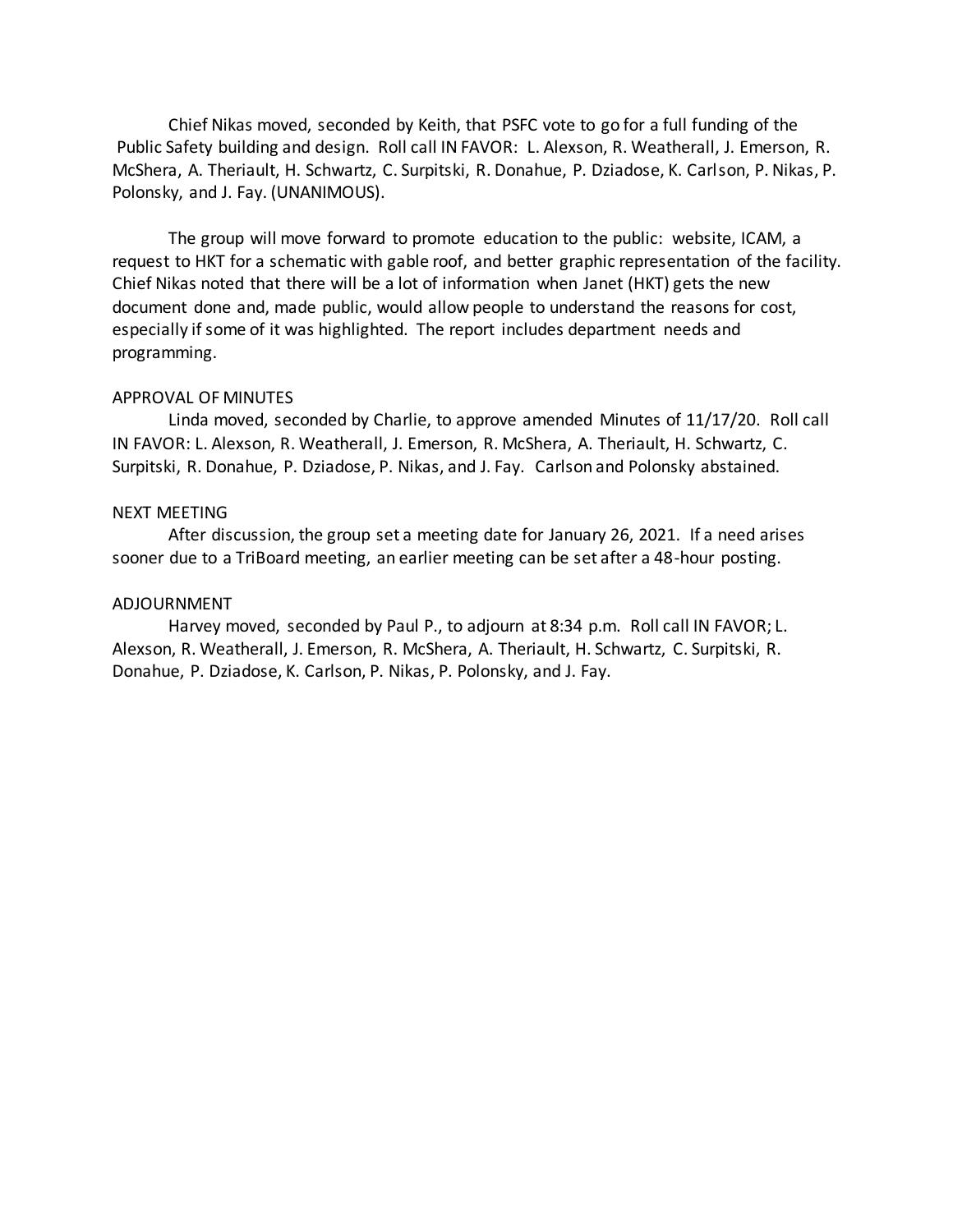Chief Nikas moved, seconded by Keith, that PSFC vote to go for a full funding of the Public Safety building and design. Roll call IN FAVOR: L. Alexson, R. Weatherall, J. Emerson, R. McShera, A. Theriault, H. Schwartz, C. Surpitski, R. Donahue, P. Dziadose, K. Carlson, P. Nikas, P. Polonsky, and J. Fay. (UNANIMOUS).

The group will move forward to promote education to the public: website, ICAM, a request to HKT for a schematic with gable roof, and better graphic representation of the facility. Chief Nikas noted that there will be a lot of information when Janet (HKT) gets the new document done and, made public, would allow people to understand the reasons for cost, especially if some of it was highlighted. The report includes department needs and programming.

APPROVAL OF MINUTES

Linda moved, seconded by Charlie, to approve amended Minutes of 11/17/20. Roll call IN FAVOR: L. Alexson, R. Weatherall, J. Emerson, R. McShera, A. Theriault, H. Schwartz, C. Surpitski, R. Donahue, P. Dziadose, P. Nikas, and J. Fay. Carlson and Polonsky abstained.

NEXT MEETING

After discussion, the group set a meeting date for January 26, 2021. If a need arises sooner due to a TriBoard meeting, an earlier meeting can be set after a 48-hour posting.

ADJOURNMENT

Harvey moved, seconded by Paul P., to adjourn at 8:34 p.m. Roll call IN FAVOR; L. Alexson, R. Weatherall, J. Emerson, R. McShera, A. Theriault, H. Schwartz, C. Surpitski, R. Donahue, P. Dziadose, K. Carlson, P. Nikas, P. Polonsky, and J. Fay.